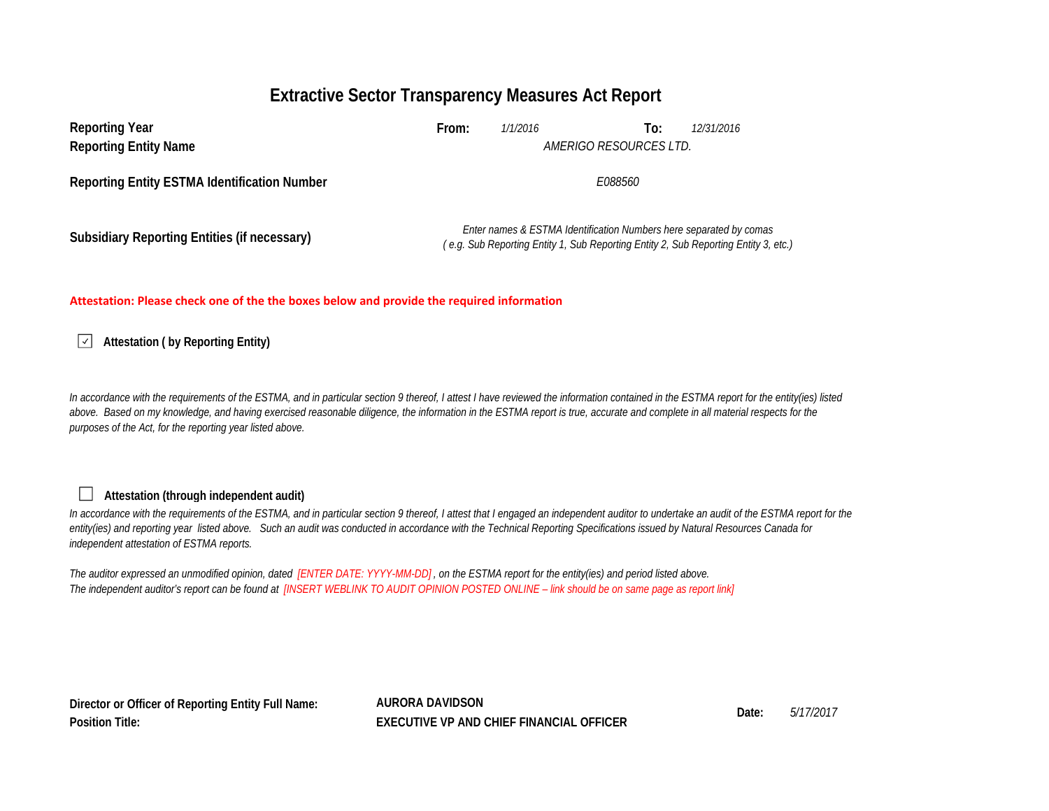# Extractive Sector Transparency Measures Act Report

| | | | | |
|---|---|---|---|---|
| **Reporting Year** | **From:** | *1/1/2016* | **To:** | *12/31/2016* |
| **Reporting Entity Name** | *AMERIGO RESOURCES LTD.* | | | |
| **Reporting Entity ESTMA Identification Number** | *E088560* | | | |
| **Subsidiary Reporting Entities (if necessary)** | *Enter names & ESTMA Identification Numbers here separated by comas ( e.g. Sub Reporting Entity 1, Sub Reporting Entity 2, Sub Reporting Entity 3, etc.)* | | | |

**Attestation: Please check one of the the boxes below and provide the required information**

☑ **Attestation ( by Reporting Entity)**

*In accordance with the requirements of the ESTMA, and in particular section 9 thereof, I attest I have reviewed the information contained in the ESTMA report for the entity(ies) listed above. Based on my knowledge, and having exercised reasonable diligence, the information in the ESTMA report is true, accurate and complete in all material respects for the purposes of the Act, for the reporting year listed above.*

☐ **Attestation (through independent audit)**

*In accordance with the requirements of the ESTMA, and in particular section 9 thereof, I attest that I engaged an independent auditor to undertake an audit of the ESTMA report for the entity(ies) and reporting year listed above. Such an audit was conducted in accordance with the Technical Reporting Specifications issued by Natural Resources Canada for independent attestation of ESTMA reports.*

*The auditor expressed an unmodified opinion, dated [ENTER DATE: YYYY-MM-DD] , on the ESTMA report for the entity(ies) and period listed above.*
*The independent auditor's report can be found at [INSERT WEBLINK TO AUDIT OPINION POSTED ONLINE – link should be on same page as report link]*

| | | | |
|---|---|---|---|
| **Director or Officer of Reporting Entity Full Name:** | **AURORA DAVIDSON** | **Date:** | *5/17/2017* |
| **Position Title:** | **EXECUTIVE VP AND CHIEF FINANCIAL OFFICER** | | |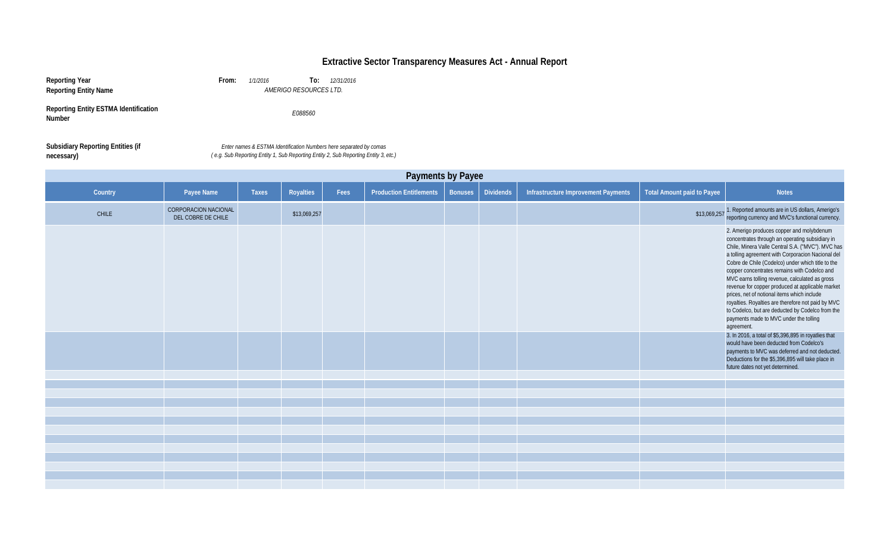# Extractive Sector Transparency Measures Act - Annual Report

**Reporting Year** **From:** *1/1/2016* **To:** *12/31/2016*

**Reporting Entity Name** *AMERIGO RESOURCES LTD.*

**Reporting Entity ESTMA Identification Number** *E088560*

**Subsidiary Reporting Entities (if necessary)** *Enter names & ESTMA Identification Numbers here separated by comas ( e.g. Sub Reporting Entity 1, Sub Reporting Entity 2, Sub Reporting Entity 3, etc.)*

## Payments by Payee

| Country | Payee Name | Taxes | Royalties | Fees | Production Entitlements | Bonuses | Dividends | Infrastructure Improvement Payments | Total Amount paid to Payee | Notes |
|---|---|---|---|---|---|---|---|---|---|---|
| CHILE | CORPORACION NACIONAL DEL COBRE DE CHILE | | $13,069,257 | | | | | | $13,069,257 | 1. Reported amounts are in US dollars, Amerigo's reporting currency and MVC's functional currency. |
| | | | | | | | | | | 2. Amerigo produces copper and molybdenum concentrates through an operating subsidiary in Chile, Minera Valle Central S.A. ("MVC"). MVC has a tolling agreement with Corporacion Nacional del Cobre de Chile (Codelco) under which title to the copper concentrates remains with Codelco and MVC earns tolling revenue, calculated as gross revenue for copper produced at applicable market prices, net of notional items which include royalties. Royalties are therefore not paid by MVC to Codelco, but are deducted by Codelco from the payments made to MVC under the tolling agreement. |
| | | | | | | | | | | 3. In 2016, a total of $5,396,895 in royalties that would have been deducted from Codelco's payments to MVC was deferred and not deducted. Deductions for the $5,396,895 will take place in future dates not yet determined. |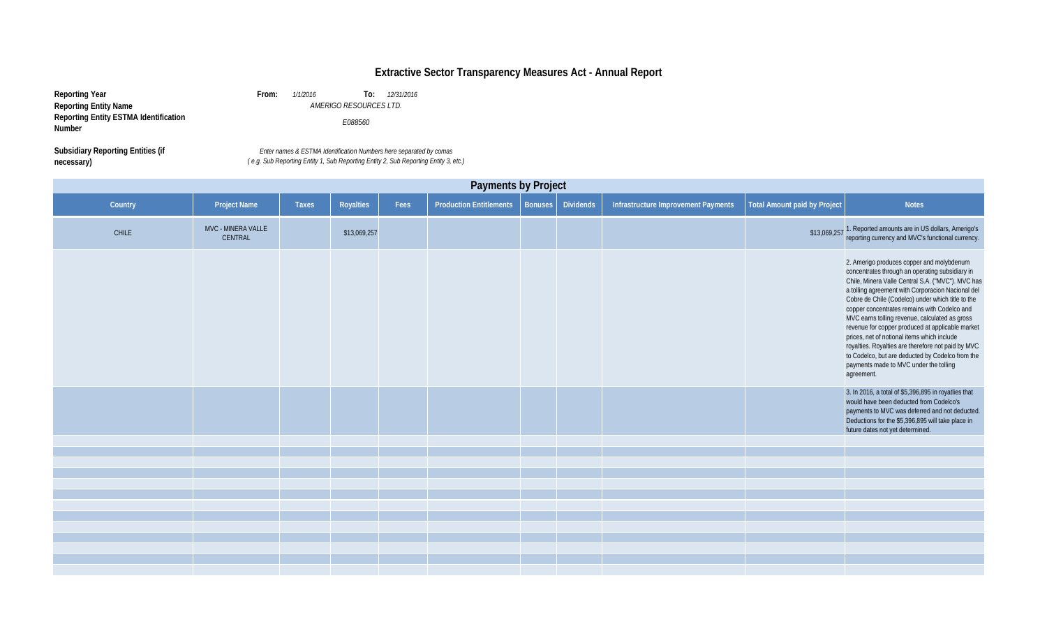# Extractive Sector Transparency Measures Act - Annual Report

**Reporting Year** **From:** *1/1/2016* **To:** *12/31/2016*

**Reporting Entity Name** *AMERIGO RESOURCES LTD.*

**Reporting Entity ESTMA Identification Number** *E088560*

**Subsidiary Reporting Entities (if necessary)** *Enter names & ESTMA Identification Numbers here separated by comas ( e.g. Sub Reporting Entity 1, Sub Reporting Entity 2, Sub Reporting Entity 3, etc.)*

## Payments by Project

| Country | Project Name | Taxes | Royalties | Fees | Production Entitlements | Bonuses | Dividends | Infrastructure Improvement Payments | Total Amount paid by Project | Notes |
|---|---|---|---|---|---|---|---|---|---|---|
| CHILE | MVC - MINERA VALLE CENTRAL | | $13,069,257 | | | | | | $13,069,257 | 1. Reported amounts are in US dollars, Amerigo's reporting currency and MVC's functional currency. |
| | | | | | | | | | | 2. Amerigo produces copper and molybdenum concentrates through an operating subsidiary in Chile, Minera Valle Central S.A. ("MVC"). MVC has a tolling agreement with Corporacion Nacional del Cobre de Chile (Codelco) under which title to the copper concentrates remains with Codelco and MVC earns tolling revenue, calculated as gross revenue for copper produced at applicable market prices, net of notional items which include royalties. Royalties are therefore not paid by MVC to Codelco, but are deducted by Codelco from the payments made to MVC under the tolling agreement. |
| | | | | | | | | | | 3. In 2016, a total of $5,396,895 in royalties that would have been deducted from Codelco's payments to MVC was deferred and not deducted. Deductions for the $5,396,895 will take place in future dates not yet determined. |